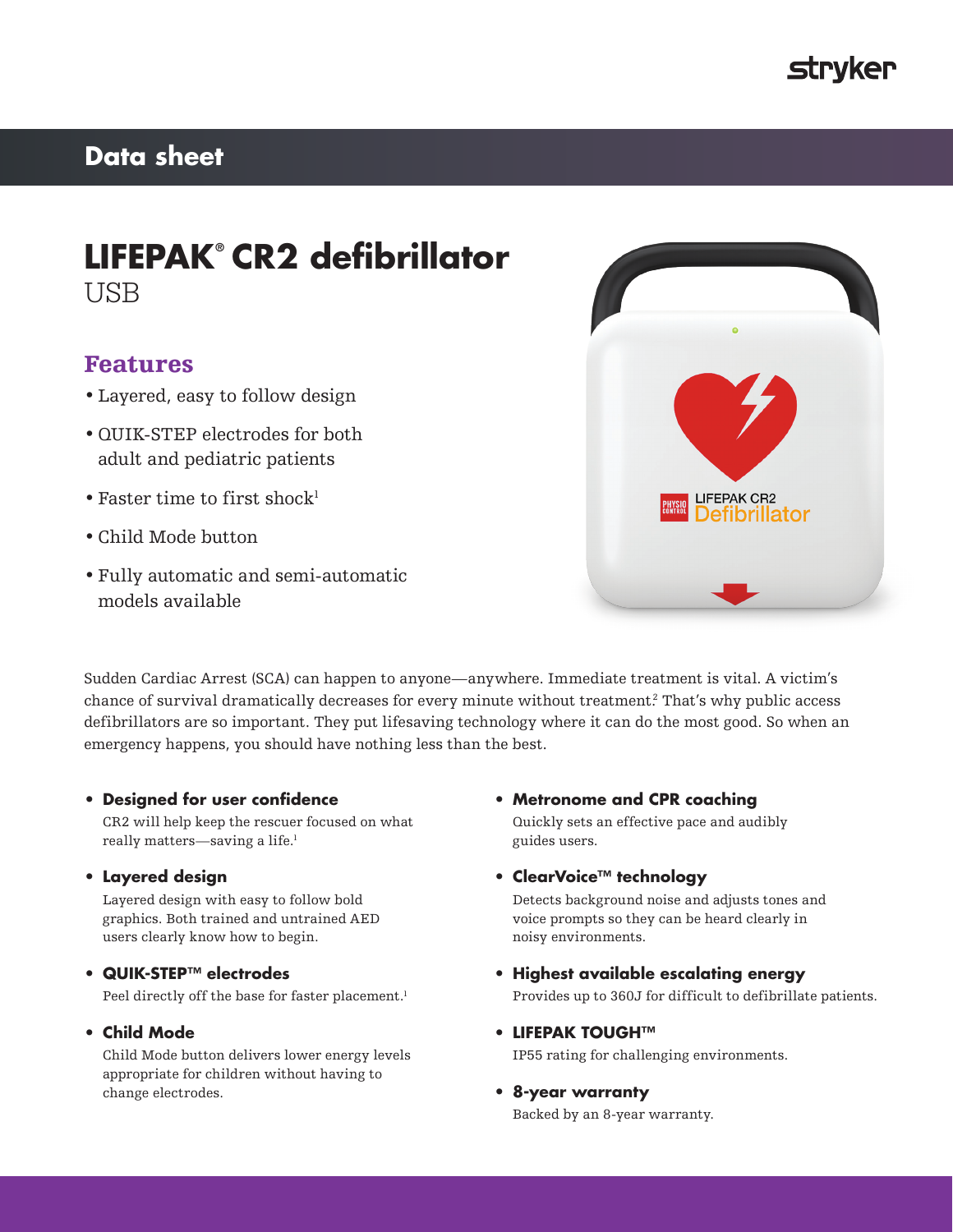stryker

## Data sheet

# LIFEPAK® CR2 defibrillator

USB

## Features

- Layered, easy to follow design
- QUIK-STEP electrodes for both adult and pediatric patients
- Faster time to first shock[1]
- Child Mode button
- Fully automatic and semi-automatic models available

Sudden Cardiac Arrest (SCA) can happen to anyone—anywhere. Immediate treatment is vital. A victim's chance of survival dramatically decreases for every minute without treatment.[2] That's why public access defibrillators are so important. They put lifesaving technology where it can do the most good. So when an emergency happens, you should have nothing less than the best.

- **Designed for user confidence**
  CR2 will help keep the rescuer focused on what really matters—saving a life.[1]
- **Layered design**
  Layered design with easy to follow bold graphics. Both trained and untrained AED users clearly know how to begin.
- **QUIK-STEP™ electrodes**
  Peel directly off the base for faster placement.[1]
- **Child Mode**
  Child Mode button delivers lower energy levels appropriate for children without having to change electrodes.
- **Metronome and CPR coaching**
  Quickly sets an effective pace and audibly guides users.
- **ClearVoice™ technology**
  Detects background noise and adjusts tones and voice prompts so they can be heard clearly in noisy environments.
- **Highest available escalating energy**
  Provides up to 360J for difficult to defibrillate patients.
- **LIFEPAK TOUGH™**
  IP55 rating for challenging environments.
- **8-year warranty**
  Backed by an 8-year warranty.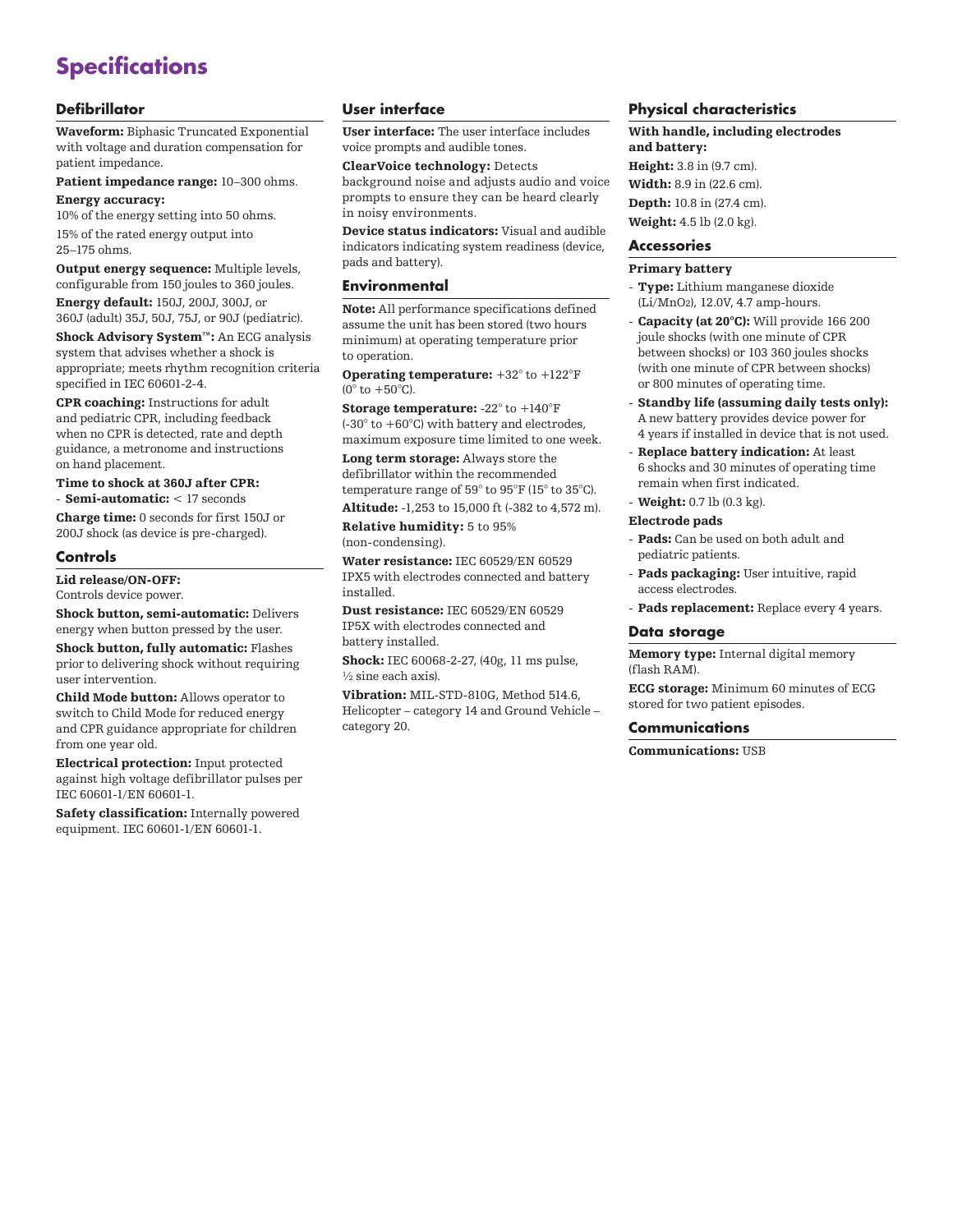# Specifications

## Defibrillator

**Waveform:** Biphasic Truncated Exponential with voltage and duration compensation for patient impedance.

**Patient impedance range:** 10–300 ohms.

**Energy accuracy:**

10% of the energy setting into 50 ohms.

15% of the rated energy output into 25–175 ohms.

**Output energy sequence:** Multiple levels, configurable from 150 joules to 360 joules.

**Energy default:** 150J, 200J, 300J, or 360J (adult) 35J, 50J, 75J, or 90J (pediatric).

**Shock Advisory System™:** An ECG analysis system that advises whether a shock is appropriate; meets rhythm recognition criteria specified in IEC 60601-2-4.

**CPR coaching:** Instructions for adult and pediatric CPR, including feedback when no CPR is detected, rate and depth guidance, a metronome and instructions on hand placement.

**Time to shock at 360J after CPR:**

- **Semi-automatic:** < 17 seconds

**Charge time:** 0 seconds for first 150J or 200J shock (as device is pre-charged).

## Controls

**Lid release/ON-OFF:**
Controls device power.

**Shock button, semi-automatic:** Delivers energy when button pressed by the user.

**Shock button, fully automatic:** Flashes prior to delivering shock without requiring user intervention.

**Child Mode button:** Allows operator to switch to Child Mode for reduced energy and CPR guidance appropriate for children from one year old.

**Electrical protection:** Input protected against high voltage defibrillator pulses per IEC 60601-1/EN 60601-1.

**Safety classification:** Internally powered equipment. IEC 60601-1/EN 60601-1.

## User interface

**User interface:** The user interface includes voice prompts and audible tones.

**ClearVoice technology:** Detects background noise and adjusts audio and voice prompts to ensure they can be heard clearly in noisy environments.

**Device status indicators:** Visual and audible indicators indicating system readiness (device, pads and battery).

## Environmental

**Note:** All performance specifications defined assume the unit has been stored (two hours minimum) at operating temperature prior to operation.

**Operating temperature:** +32° to +122°F (0° to +50°C).

**Storage temperature:** -22° to +140°F (-30° to +60°C) with battery and electrodes, maximum exposure time limited to one week.

**Long term storage:** Always store the defibrillator within the recommended temperature range of 59° to 95°F (15° to 35°C).

**Altitude:** -1,253 to 15,000 ft (-382 to 4,572 m).

**Relative humidity:** 5 to 95% (non-condensing).

**Water resistance:** IEC 60529/EN 60529 IPX5 with electrodes connected and battery installed.

**Dust resistance:** IEC 60529/EN 60529 IP5X with electrodes connected and battery installed.

**Shock:** IEC 60068-2-27, (40g, 11 ms pulse, ½ sine each axis).

**Vibration:** MIL-STD-810G, Method 514.6, Helicopter – category 14 and Ground Vehicle – category 20.

## Physical characteristics

**With handle, including electrodes and battery:**

**Height:** 3.8 in (9.7 cm).

**Width:** 8.9 in (22.6 cm).

**Depth:** 10.8 in (27.4 cm).

**Weight:** 4.5 lb (2.0 kg).

## Accessories

**Primary battery**

- **Type:** Lithium manganese dioxide ($Li/MnO_2$), 12.0V, 4.7 amp-hours.
- **Capacity (at 20°C):** Will provide 166 200 joule shocks (with one minute of CPR between shocks) or 103 360 joules shocks (with one minute of CPR between shocks) or 800 minutes of operating time.
- **Standby life (assuming daily tests only):** A new battery provides device power for 4 years if installed in device that is not used.
- **Replace battery indication:** At least 6 shocks and 30 minutes of operating time remain when first indicated.
- **Weight:** 0.7 lb (0.3 kg).

**Electrode pads**

- **Pads:** Can be used on both adult and pediatric patients.
- **Pads packaging:** User intuitive, rapid access electrodes.
- **Pads replacement:** Replace every 4 years.

## Data storage

**Memory type:** Internal digital memory (flash RAM).

**ECG storage:** Minimum 60 minutes of ECG stored for two patient episodes.

## Communications

**Communications:** USB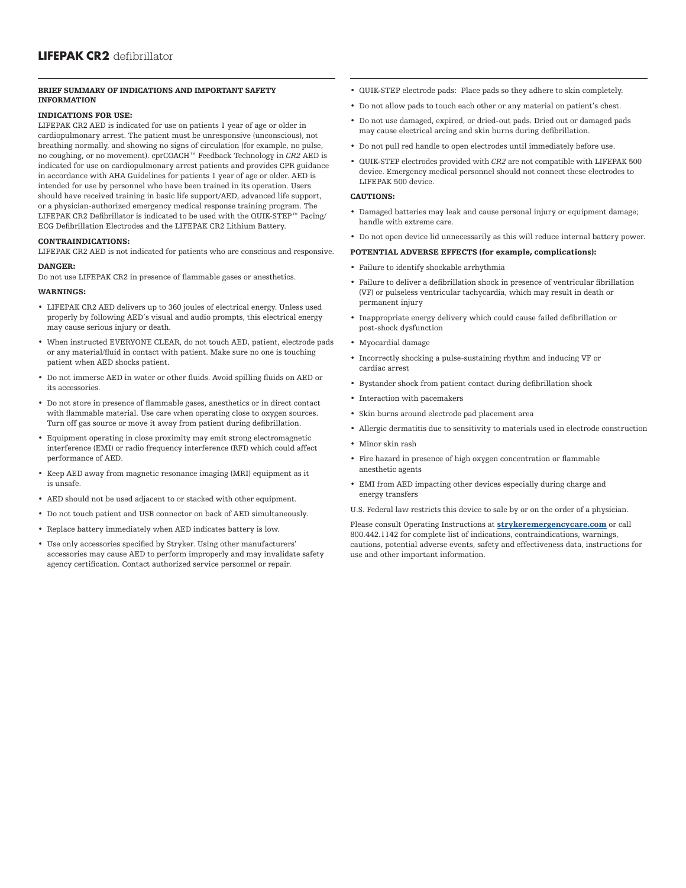# **LIFEPAK CR2** defibrillator

## BRIEF SUMMARY OF INDICATIONS AND IMPORTANT SAFETY INFORMATION

### INDICATIONS FOR USE:

LIFEPAK CR2 AED is indicated for use on patients 1 year of age or older in cardiopulmonary arrest. The patient must be unresponsive (unconscious), not breathing normally, and showing no signs of circulation (for example, no pulse, no coughing, or no movement). cprCOACH™ Feedback Technology in *CR2* AED is indicated for use on cardiopulmonary arrest patients and provides CPR guidance in accordance with AHA Guidelines for patients 1 year of age or older. AED is intended for use by personnel who have been trained in its operation. Users should have received training in basic life support/AED, advanced life support, or a physician-authorized emergency medical response training program. The LIFEPAK CR2 Defibrillator is indicated to be used with the QUIK-STEP™ Pacing/ECG Defibrillation Electrodes and the LIFEPAK CR2 Lithium Battery.

### CONTRAINDICATIONS:

LIFEPAK CR2 AED is not indicated for patients who are conscious and responsive.

### DANGER:

Do not use LIFEPAK CR2 in presence of flammable gases or anesthetics.

### WARNINGS:

- LIFEPAK CR2 AED delivers up to 360 joules of electrical energy. Unless used properly by following AED's visual and audio prompts, this electrical energy may cause serious injury or death.
- When instructed EVERYONE CLEAR, do not touch AED, patient, electrode pads or any material/fluid in contact with patient. Make sure no one is touching patient when AED shocks patient.
- Do not immerse AED in water or other fluids. Avoid spilling fluids on AED or its accessories.
- Do not store in presence of flammable gases, anesthetics or in direct contact with flammable material. Use care when operating close to oxygen sources. Turn off gas source or move it away from patient during defibrillation.
- Equipment operating in close proximity may emit strong electromagnetic interference (EMI) or radio frequency interference (RFI) which could affect performance of AED.
- Keep AED away from magnetic resonance imaging (MRI) equipment as it is unsafe.
- AED should not be used adjacent to or stacked with other equipment.
- Do not touch patient and USB connector on back of AED simultaneously.
- Replace battery immediately when AED indicates battery is low.
- Use only accessories specified by Stryker. Using other manufacturers' accessories may cause AED to perform improperly and may invalidate safety agency certification. Contact authorized service personnel or repair.
- QUIK-STEP electrode pads: Place pads so they adhere to skin completely.
- Do not allow pads to touch each other or any material on patient's chest.
- Do not use damaged, expired, or dried-out pads. Dried out or damaged pads may cause electrical arcing and skin burns during defibrillation.
- Do not pull red handle to open electrodes until immediately before use.
- QUIK-STEP electrodes provided with *CR2* are not compatible with LIFEPAK 500 device. Emergency medical personnel should not connect these electrodes to LIFEPAK 500 device.

### CAUTIONS:

- Damaged batteries may leak and cause personal injury or equipment damage; handle with extreme care.
- Do not open device lid unnecessarily as this will reduce internal battery power.

### POTENTIAL ADVERSE EFFECTS (for example, complications):

- Failure to identify shockable arrhythmia
- Failure to deliver a defibrillation shock in presence of ventricular fibrillation (VF) or pulseless ventricular tachycardia, which may result in death or permanent injury
- Inappropriate energy delivery which could cause failed defibrillation or post-shock dysfunction
- Myocardial damage
- Incorrectly shocking a pulse-sustaining rhythm and inducing VF or cardiac arrest
- Bystander shock from patient contact during defibrillation shock
- Interaction with pacemakers
- Skin burns around electrode pad placement area
- Allergic dermatitis due to sensitivity to materials used in electrode construction
- Minor skin rash
- Fire hazard in presence of high oxygen concentration or flammable anesthetic agents
- EMI from AED impacting other devices especially during charge and energy transfers

U.S. Federal law restricts this device to sale by or on the order of a physician.

Please consult Operating Instructions at **strykeremergencycare.com** or call 800.442.1142 for complete list of indications, contraindications, warnings, cautions, potential adverse events, safety and effectiveness data, instructions for use and other important information.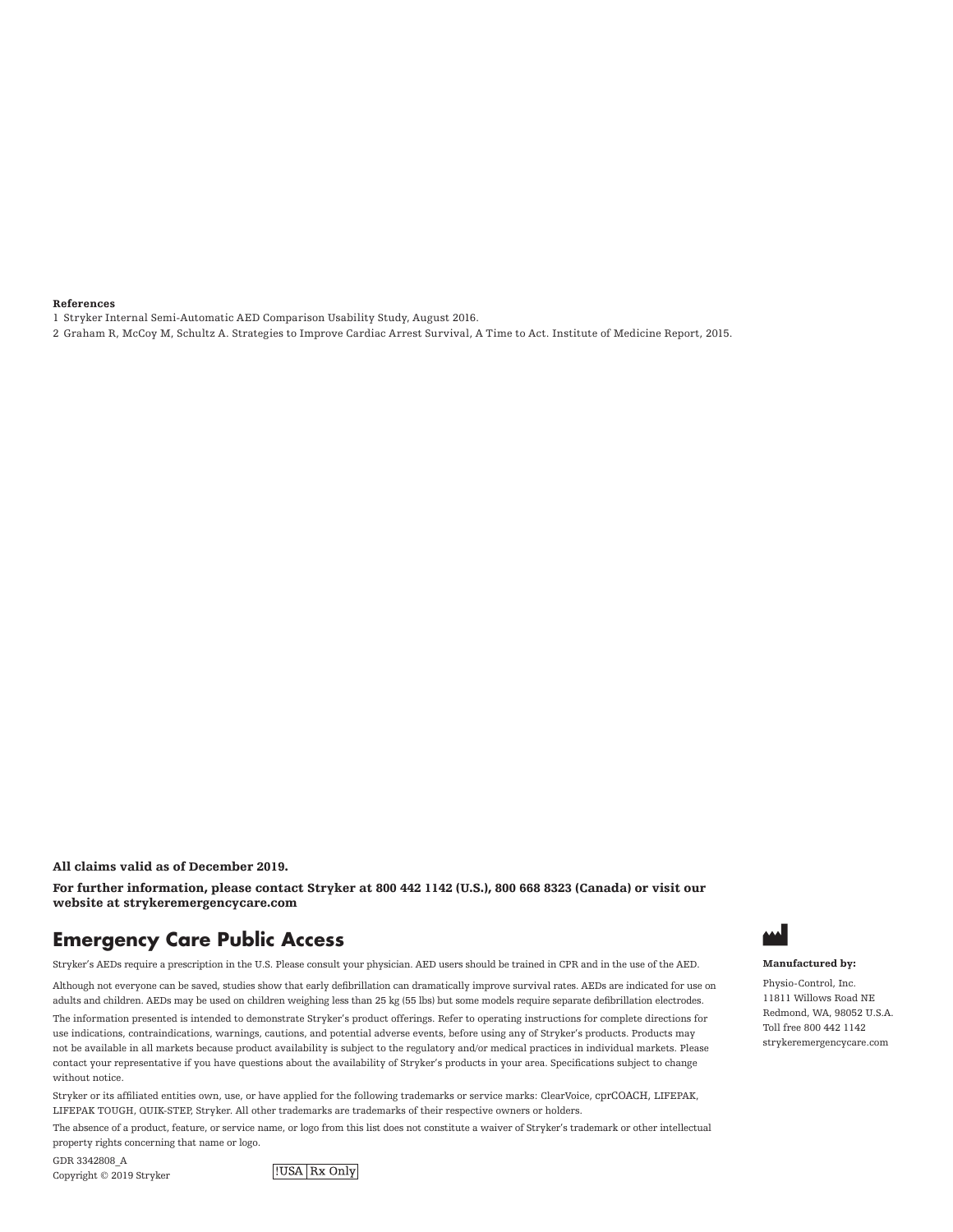**References**

1 Stryker Internal Semi-Automatic AED Comparison Usability Study, August 2016.

2 Graham R, McCoy M, Schultz A. Strategies to Improve Cardiac Arrest Survival, A Time to Act. Institute of Medicine Report, 2015.

**All claims valid as of December 2019.**

**For further information, please contact Stryker at 800 442 1142 (U.S.), 800 668 8323 (Canada) or visit our website at strykeremergencycare.com**

## Emergency Care Public Access

Stryker's AEDs require a prescription in the U.S. Please consult your physician. AED users should be trained in CPR and in the use of the AED.

Although not everyone can be saved, studies show that early defibrillation can dramatically improve survival rates. AEDs are indicated for use on adults and children. AEDs may be used on children weighing less than 25 kg (55 lbs) but some models require separate defibrillation electrodes.

The information presented is intended to demonstrate Stryker's product offerings. Refer to operating instructions for complete directions for use indications, contraindications, warnings, cautions, and potential adverse events, before using any of Stryker's products. Products may not be available in all markets because product availability is subject to the regulatory and/or medical practices in individual markets. Please contact your representative if you have questions about the availability of Stryker's products in your area. Specifications subject to change without notice.

Stryker or its affiliated entities own, use, or have applied for the following trademarks or service marks: ClearVoice, cprCOACH, LIFEPAK, LIFEPAK TOUGH, QUIK-STEP, Stryker. All other trademarks are trademarks of their respective owners or holders.

The absence of a product, feature, or service name, or logo from this list does not constitute a waiver of Stryker's trademark or other intellectual property rights concerning that name or logo.

GDR 3342808_A
Copyright © 2019 Stryker

!USA Rx Only

**Manufactured by:**

Physio-Control, Inc.
11811 Willows Road NE
Redmond, WA, 98052 U.S.A.
Toll free 800 442 1142
strykeremergencycare.com